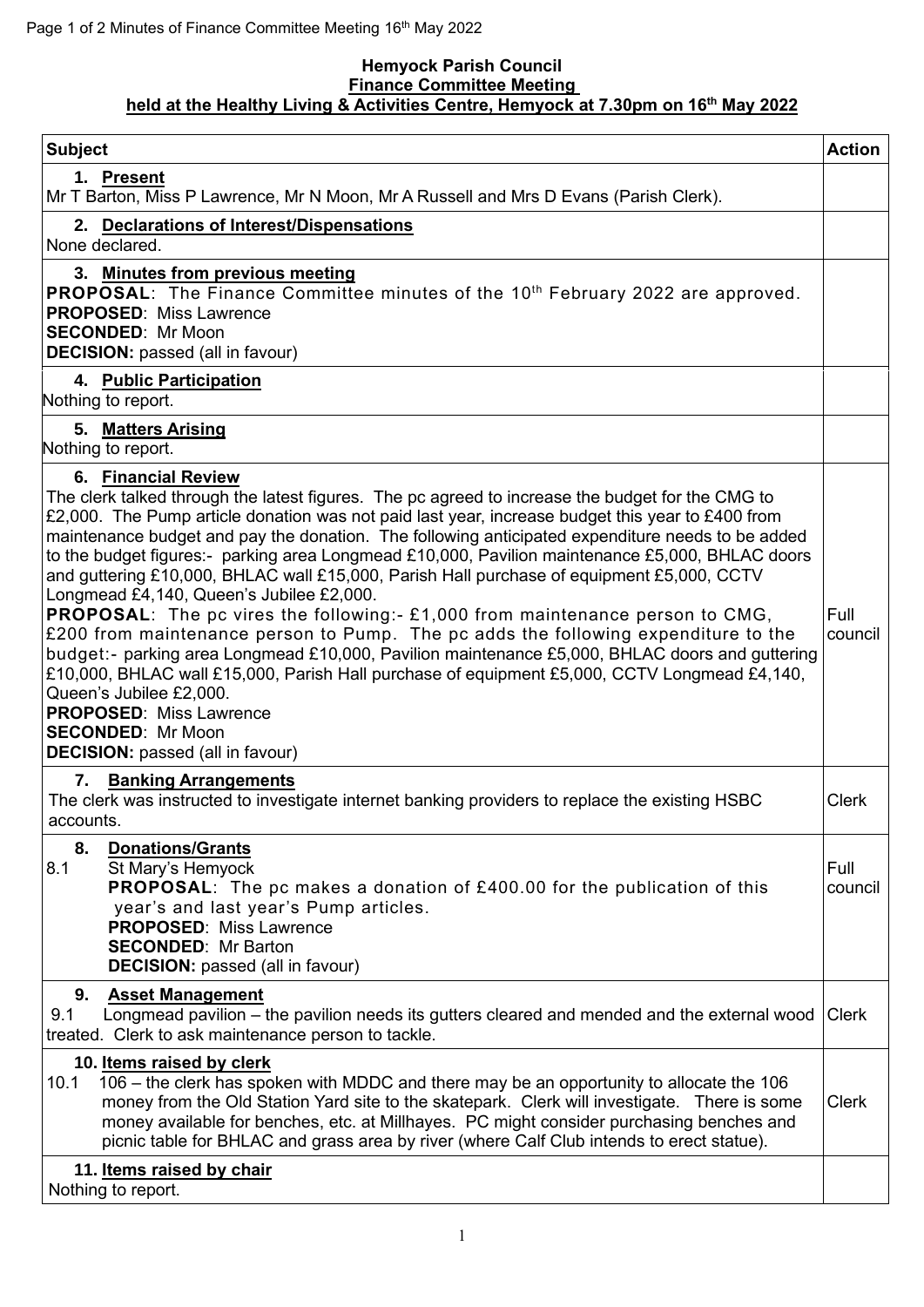# Hemyock Parish Council

## Finance Committee Meeting

### held at the Healthy Living & Activities Centre, Hemyock at 7.30pm on 16th May 2022

| Subject | Action |
|---|---|
| **1. Present**<br>Mr T Barton, Miss P Lawrence, Mr N Moon, Mr A Russell and Mrs D Evans (Parish Clerk). | |
| **2. Declarations of Interest/Dispensations**<br>None declared. | |
| **3. Minutes from previous meeting**<br>**PROPOSAL**: The Finance Committee minutes of the 10th February 2022 are approved.<br>**PROPOSED**: Miss Lawrence<br>**SECONDED**: Mr Moon<br>**DECISION:** passed (all in favour) | |
| **4. Public Participation**<br>Nothing to report. | |
| **5. Matters Arising**<br>Nothing to report. | |
| **6. Financial Review**<br>The clerk talked through the latest figures. The pc agreed to increase the budget for the CMG to £2,000. The Pump article donation was not paid last year, increase budget this year to £400 from maintenance budget and pay the donation. The following anticipated expenditure needs to be added to the budget figures:- parking area Longmead £10,000, Pavilion maintenance £5,000, BHLAC doors and guttering £10,000, BHLAC wall £15,000, Parish Hall purchase of equipment £5,000, CCTV Longmead £4,140, Queen's Jubilee £2,000.<br>**PROPOSAL**: The pc vires the following:- £1,000 from maintenance person to CMG, £200 from maintenance person to Pump. The pc adds the following expenditure to the budget:- parking area Longmead £10,000, Pavilion maintenance £5,000, BHLAC doors and guttering £10,000, BHLAC wall £15,000, Parish Hall purchase of equipment £5,000, CCTV Longmead £4,140, Queen's Jubilee £2,000.<br>**PROPOSED**: Miss Lawrence<br>**SECONDED**: Mr Moon<br>**DECISION:** passed (all in favour) | Full council |
| **7. Banking Arrangements**<br>The clerk was instructed to investigate internet banking providers to replace the existing HSBC accounts. | Clerk |
| **8. Donations/Grants**<br>8.1 St Mary's Hemyock<br>**PROPOSAL**: The pc makes a donation of £400.00 for the publication of this year's and last year's Pump articles.<br>**PROPOSED**: Miss Lawrence<br>**SECONDED**: Mr Barton<br>**DECISION:** passed (all in favour) | Full council |
| **9. Asset Management**<br>9.1 Longmead pavilion – the pavilion needs its gutters cleared and mended and the external wood treated. Clerk to ask maintenance person to tackle. | Clerk |
| **10. Items raised by clerk**<br>10.1 106 – the clerk has spoken with MDDC and there may be an opportunity to allocate the 106 money from the Old Station Yard site to the skatepark. Clerk will investigate. There is some money available for benches, etc. at Millhayes. PC might consider purchasing benches and picnic table for BHLAC and grass area by river (where Calf Club intends to erect statue). | Clerk |
| **11. Items raised by chair**<br>Nothing to report. | |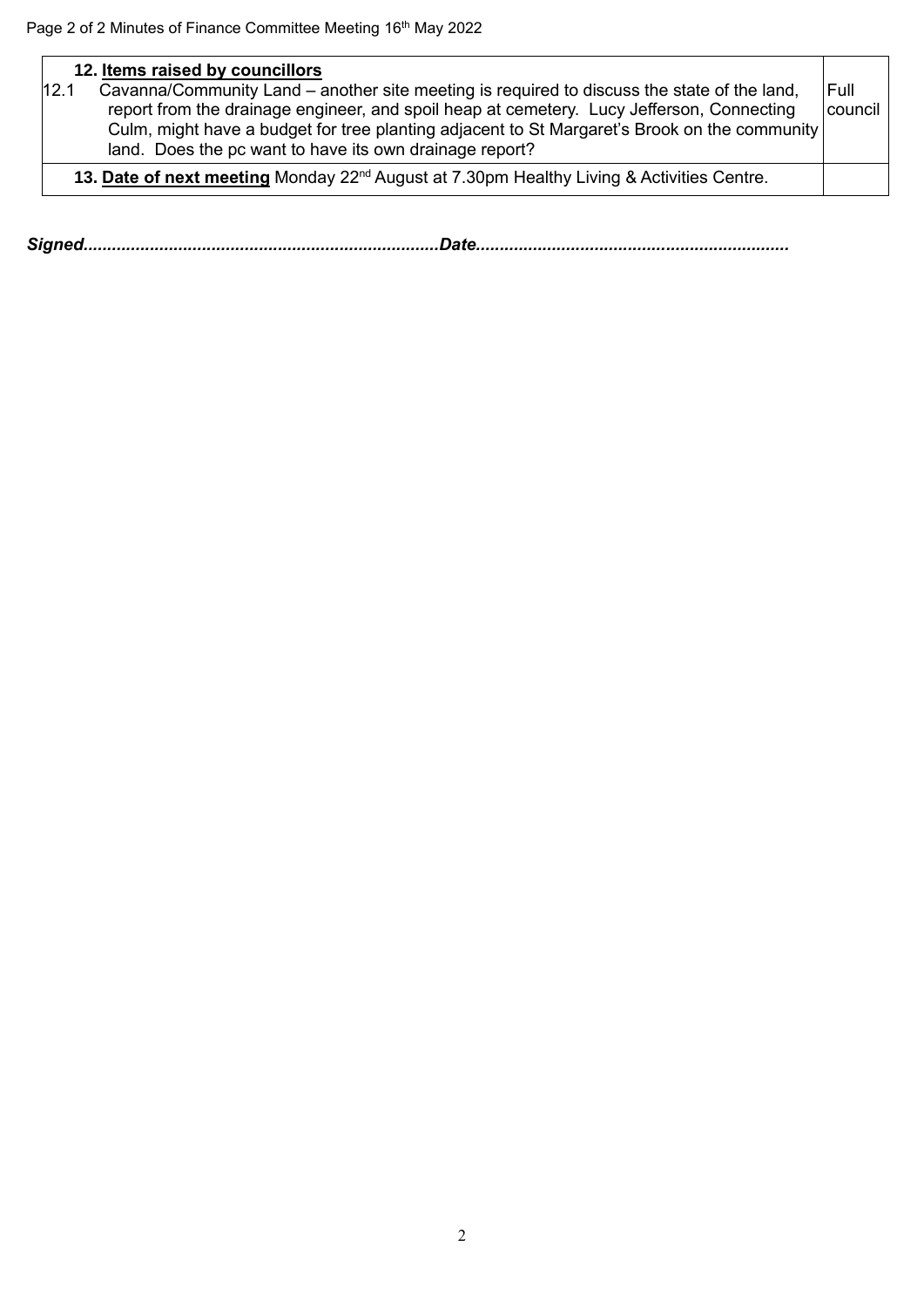| | | |
|---|---|---|
| | **12. Items raised by councillors** | |
| 12.1 | Cavanna/Community Land – another site meeting is required to discuss the state of the land, report from the drainage engineer, and spoil heap at cemetery. Lucy Jefferson, Connecting Culm, might have a budget for tree planting adjacent to St Margaret's Brook on the community land. Does the pc want to have its own drainage report? | Full council |
| | **13. Date of next meeting** Monday 22nd August at 7.30pm Healthy Living & Activities Centre. | |

***Signed.........................................................................Date.................................................................***